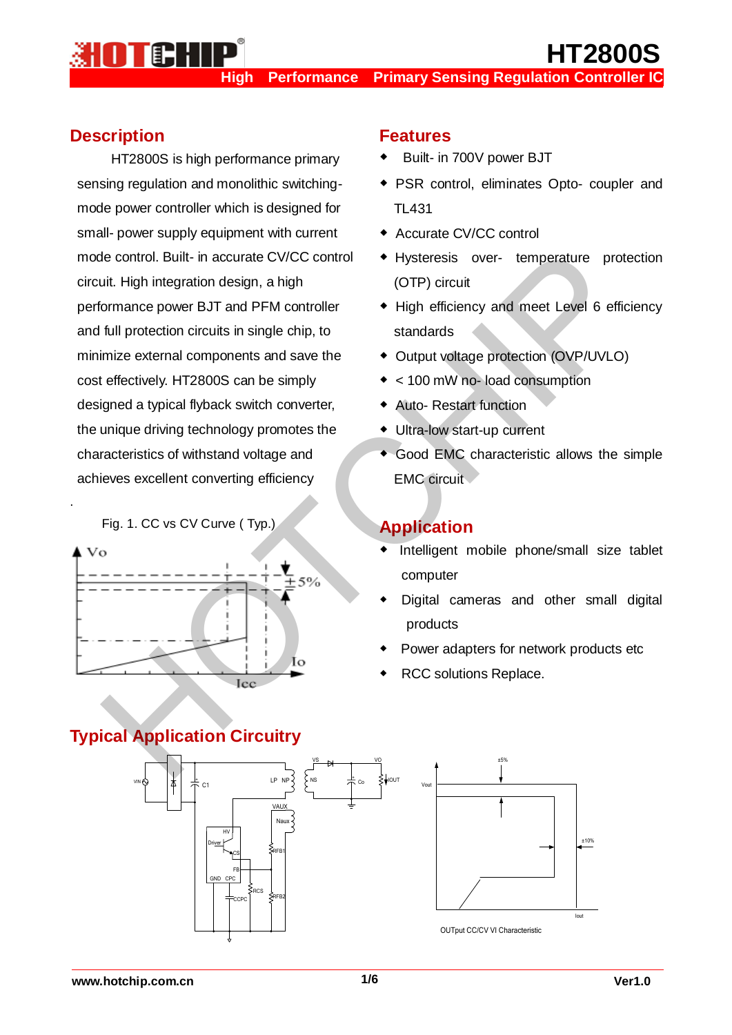# HT2800S

High Performance Primary Sensing Regulation Controller IC

## Description

HT2800S is high performance primary sensing regulation and monolithic switching-mode power controller which is designed for small- power supply equipment with current mode control. Built- in accurate CV/CC control circuit. High integration design, a high performance power BJT and PFM controller and full protection circuits in single chip, to minimize external components and save the cost effectively. HT2800S can be simply designed a typical flyback switch converter, the unique driving technology promotes the characteristics of withstand voltage and achieves excellent converting efficiency

.

Fig. 1. CC vs CV Curve ( Typ.)

Vo

±5%

Io

Icc

## Features

- Built- in 700V power BJT
- PSR control, eliminates Opto- coupler and TL431
- Accurate CV/CC control
- Hysteresis over- temperature protection (OTP) circuit
- High efficiency and meet Level 6 efficiency standards
- Output voltage protection (OVP/UVLO)
- < 100 mW no- load consumption
- Auto- Restart function
- Ultra-low start-up current
- Good EMC characteristic allows the simple EMC circuit

## Application

- Intelligent mobile phone/small size tablet computer
- Digital cameras and other small digital products
- Power adapters for network products etc
- RCC solutions Replace.

## Typical Application Circuitry

VIN C1 LP NP VS NS Co VO IOUT VAUX Naux HV Driver CS FB GND CPC RFB1 RCS RFB2 CCPC

±5% Vout ±10% Iout

OUTput CC/CV VI Characteristic

www.hotchip.com.cn

Ver1.0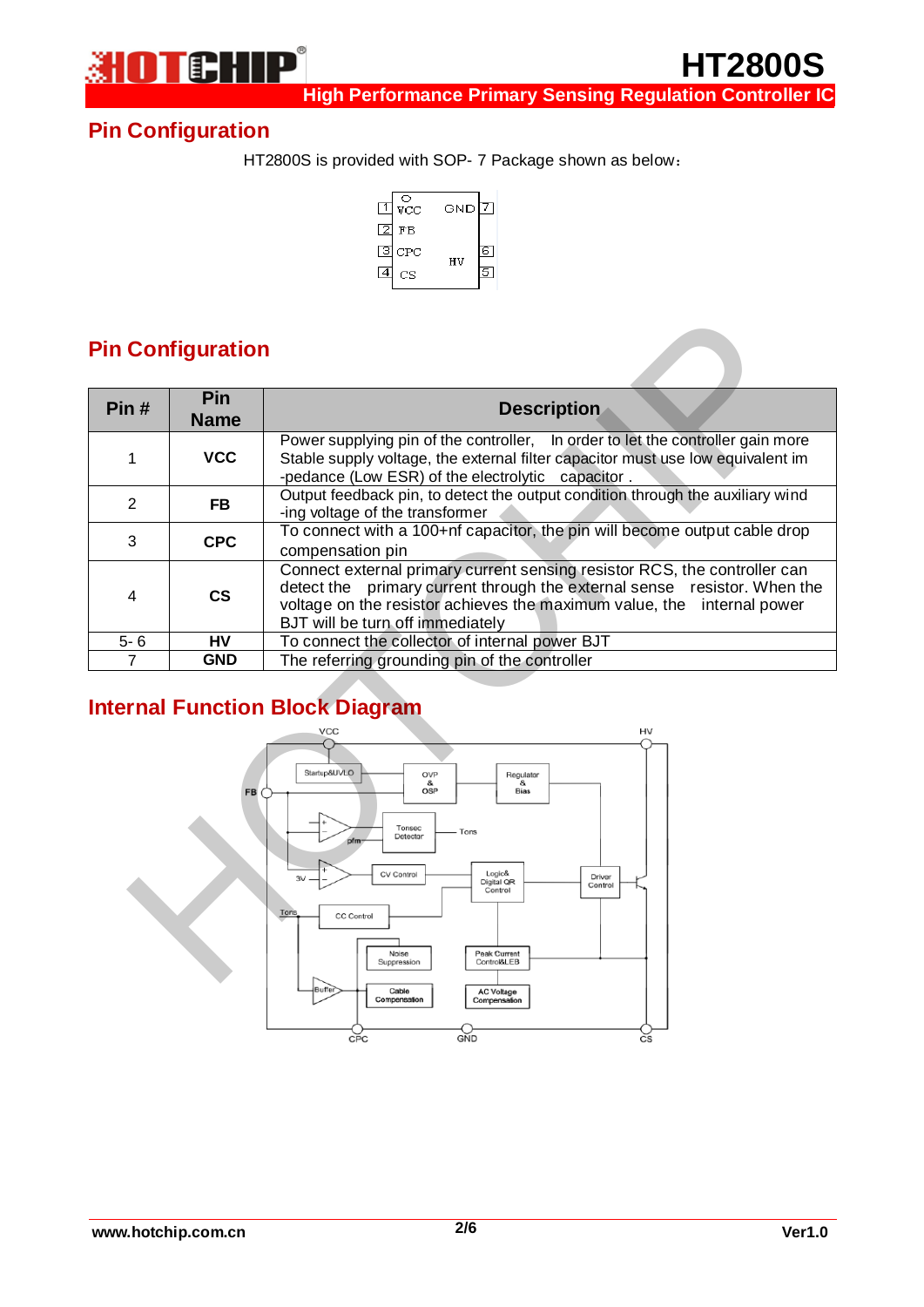## Pin Configuration

HT2800S is provided with SOP- 7 Package shown as below：

| Pin | Name | | Name | Pin |
|---|---|---|---|---|
| 1 | VCC | | GND | 7 |
| 2 | FB | | | |
| 3 | CPC | | HV | 6 |
| 4 | CS | | | 5 |

## Pin Configuration

| Pin # | Pin Name | Description |
|---|---|---|
| 1 | VCC | Power supplying pin of the controller, In order to let the controller gain more Stable supply voltage, the external filter capacitor must use low equivalent im -pedance (Low ESR) of the electrolytic capacitor . |
| 2 | FB | Output feedback pin, to detect the output condition through the auxiliary wind -ing voltage of the transformer |
| 3 | CPC | To connect with a 100+nf capacitor, the pin will become output cable drop compensation pin |
| 4 | CS | Connect external primary current sensing resistor RCS, the controller can detect the primary current through the external sense resistor. When the voltage on the resistor achieves the maximum value, the internal power BJT will be turn off immediately |
| 5- 6 | HV | To connect the collector of internal power BJT |
| 7 | GND | The referring grounding pin of the controller |

## Internal Function Block Diagram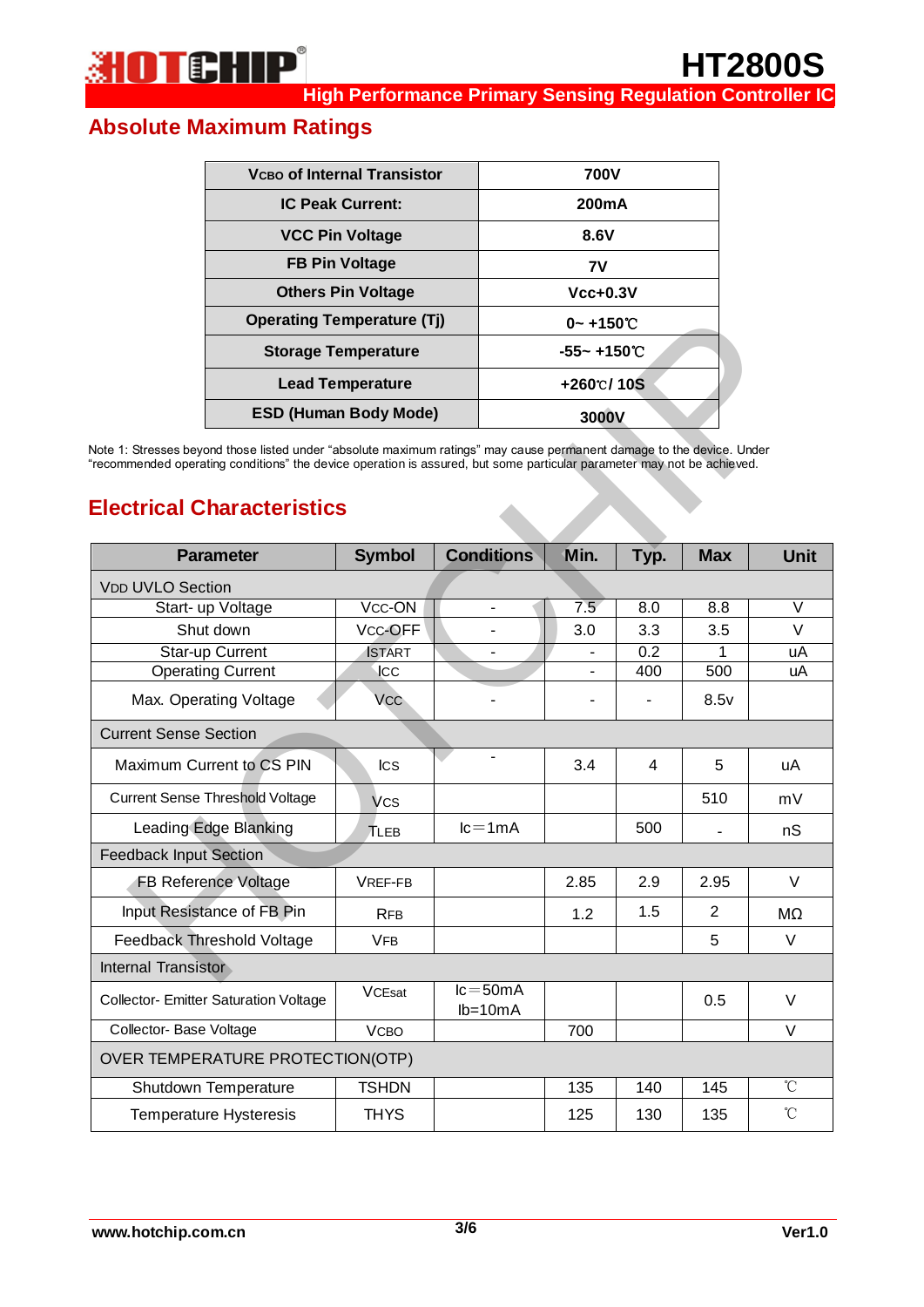## Absolute Maximum Ratings

| | |
|---|---|
| $V_{CBO}$ of Internal Transistor | 700V |
| IC Peak Current: | 200mA |
| VCC Pin Voltage | 8.6V |
| FB Pin Voltage | 7V |
| Others Pin Voltage | Vcc+0.3V |
| Operating Temperature (Tj) | 0~ +150℃ |
| Storage Temperature | -55~ +150℃ |
| Lead Temperature | +260℃/ 10S |
| ESD (Human Body Mode) | 3000V |

Note 1: Stresses beyond those listed under "absolute maximum ratings" may cause permanent damage to the device. Under "recommended operating conditions" the device operation is assured, but some particular parameter may not be achieved.

## Electrical Characteristics

| Parameter | Symbol | Conditions | Min. | Typ. | Max | Unit |
|---|---|---|---|---|---|---|
| $V_{DD}$ UVLO Section | | | | | | |
| Start- up Voltage | $V_{CC\text{-}ON}$ | - | 7.5 | 8.0 | 8.8 | V |
| Shut down | $V_{CC\text{-}OFF}$ | - | 3.0 | 3.3 | 3.5 | V |
| Star-up Current | $I_{START}$ | - | - | 0.2 | 1 | uA |
| Operating Current | $I_{CC}$ | | - | 400 | 500 | uA |
| Max. Operating Voltage | $V_{CC}$ | - | - | - | 8.5v | |
| Current Sense Section | | | | | | |
| Maximum Current to CS PIN | $I_{CS}$ | - | 3.4 | 4 | 5 | uA |
| Current Sense Threshold Voltage | $V_{CS}$ | | | | 510 | mV |
| Leading Edge Blanking | $T_{LEB}$ | Ic=1mA | | 500 | - | nS |
| Feedback Input Section | | | | | | |
| FB Reference Voltage | $V_{REF\text{-}FB}$ | | 2.85 | 2.9 | 2.95 | V |
| Input Resistance of FB Pin | $R_{FB}$ | | 1.2 | 1.5 | 2 | MΩ |
| Feedback Threshold Voltage | $V_{FB}$ | | | | 5 | V |
| Internal Transistor | | | | | | |
| Collector- Emitter Saturation Voltage | $V_{CEsat}$ | Ic=50mA Ib=10mA | | | 0.5 | V |
| Collector- Base Voltage | $V_{CBO}$ | | 700 | | | V |
| OVER TEMPERATURE PROTECTION(OTP) | | | | | | |
| Shutdown Temperature | TSHDN | | 135 | 140 | 145 | ℃ |
| Temperature Hysteresis | THYS | | 125 | 130 | 135 | ℃ |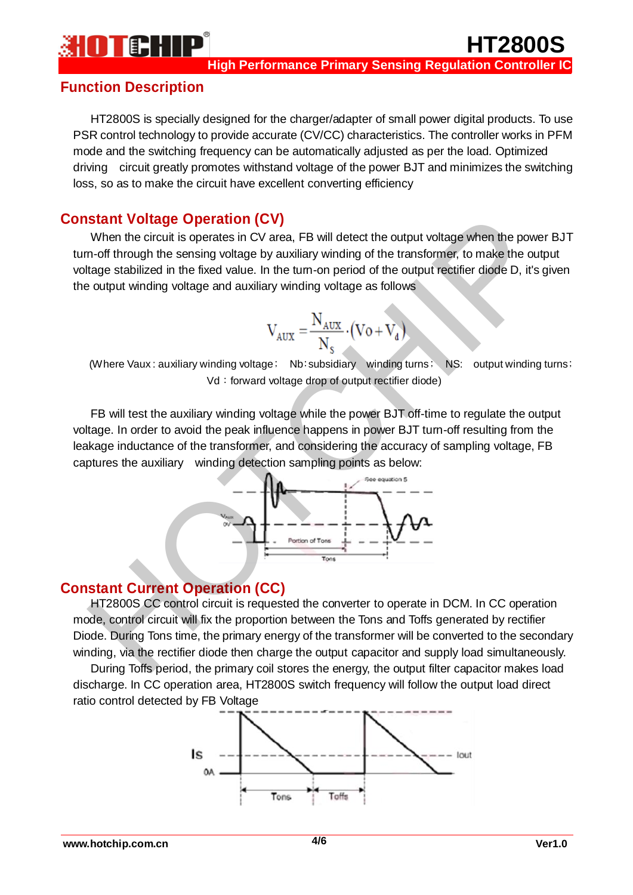## Function Description

HT2800S is specially designed for the charger/adapter of small power digital products. To use PSR control technology to provide accurate (CV/CC) characteristics. The controller works in PFM mode and the switching frequency can be automatically adjusted as per the load. Optimized driving circuit greatly promotes withstand voltage of the power BJT and minimizes the switching loss, so as to make the circuit have excellent converting efficiency

## Constant Voltage Operation (CV)

When the circuit is operates in CV area, FB will detect the output voltage when the power BJT turn-off through the sensing voltage by auxiliary winding of the transformer, to make the output voltage stabilized in the fixed value. In the turn-on period of the output rectifier diode D, it's given the output winding voltage and auxiliary winding voltage as follows

$$V_{AUX} = \frac{N_{AUX}}{N_S} \cdot (Vo + V_d)$$

(Where Vaux : auxiliary winding voltage； Nb：subsidiary winding turns； NS: output winding turns；Vd ：forward voltage drop of output rectifier diode)

FB will test the auxiliary winding voltage while the power BJT off-time to regulate the output voltage. In order to avoid the peak influence happens in power BJT turn-off resulting from the leakage inductance of the transformer, and considering the accuracy of sampling voltage, FB captures the auxiliary winding detection sampling points as below:

See equation 5
Vaux
0V
Portion of Tons
Tons

## Constant Current Operation (CC)

HT2800S CC control circuit is requested the converter to operate in DCM. In CC operation mode, control circuit will fix the proportion between the Tons and Toffs generated by rectifier Diode. During Tons time, the primary energy of the transformer will be converted to the secondary winding, via the rectifier diode then charge the output capacitor and supply load simultaneously.

During Toffs period, the primary coil stores the energy, the output filter capacitor makes load discharge. In CC operation area, HT2800S switch frequency will follow the output load direct ratio control detected by FB Voltage

Is
0A
Iout
Tons
Toffs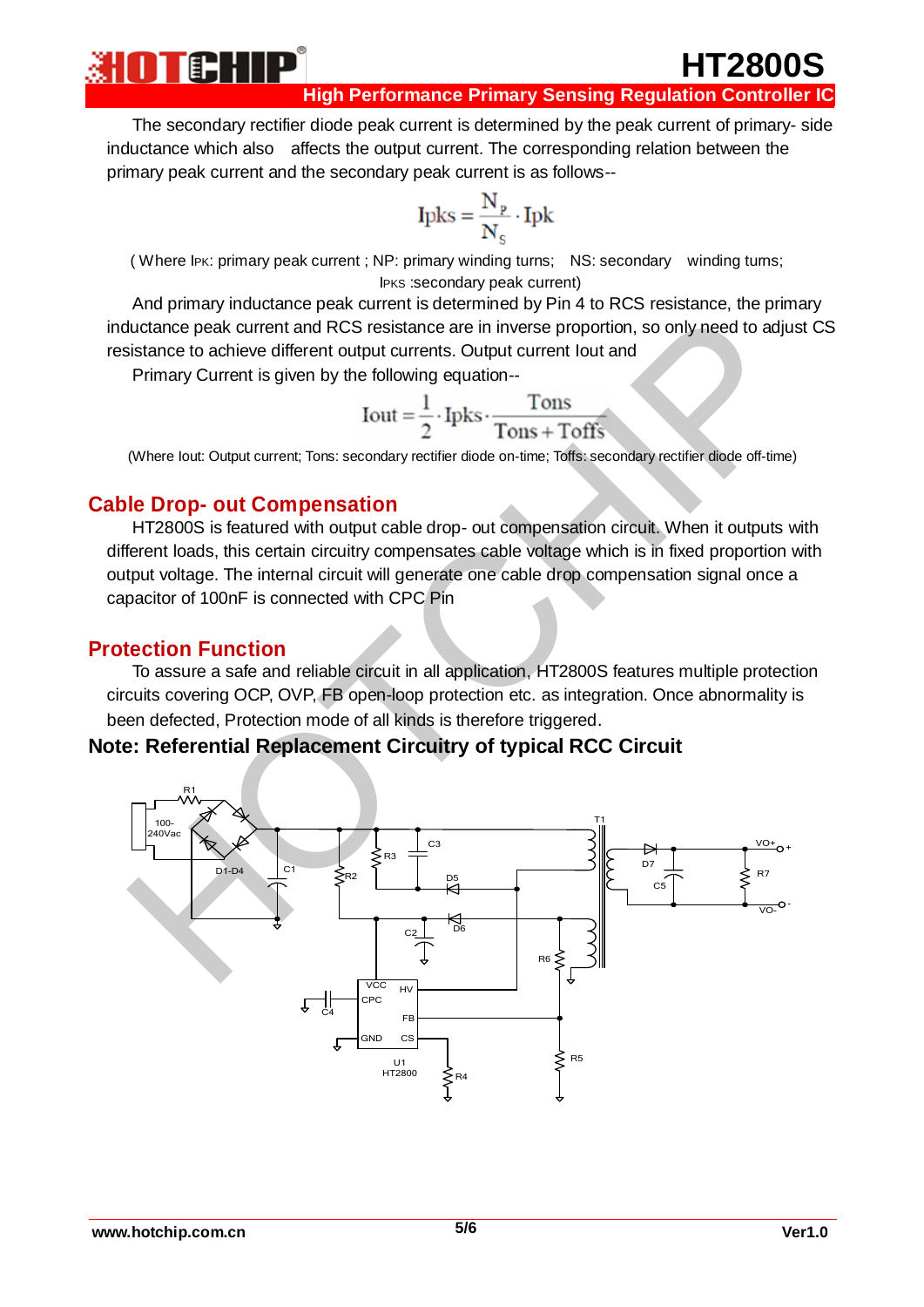The secondary rectifier diode peak current is determined by the peak current of primary- side inductance which also affects the output current. The corresponding relation between the primary peak current and the secondary peak current is as follows--

$$Ipks = \frac{N_P}{N_S} \cdot Ipk$$

( Where IPK: primary peak current ; NP: primary winding turns; NS: secondary winding turns; IPKS :secondary peak current)

And primary inductance peak current is determined by Pin 4 to RCS resistance, the primary inductance peak current and RCS resistance are in inverse proportion, so only need to adjust CS resistance to achieve different output currents. Output current Iout and

Primary Current is given by the following equation--

$$Iout = \frac{1}{2} \cdot Ipks \cdot \frac{Tons}{Tons + Toffs}$$

(Where Iout: Output current; Tons: secondary rectifier diode on-time; Toffs: secondary rectifier diode off-time)

## Cable Drop- out Compensation

HT2800S is featured with output cable drop- out compensation circuit. When it outputs with different loads, this certain circuitry compensates cable voltage which is in fixed proportion with output voltage. The internal circuit will generate one cable drop compensation signal once a capacitor of 100nF is connected with CPC Pin

## Protection Function

To assure a safe and reliable circuit in all application, HT2800S features multiple protection circuits covering OCP, OVP, FB open-loop protection etc. as integration. Once abnormality is been defected, Protection mode of all kinds is therefore triggered.

**Note: Referential Replacement Circuitry of typical RCC Circuit**

R1
100-240Vac
D1-D4
C1
R2
R3
C3
D5
T1
D7
C5
R7
VO+
VO-
C2
D6
R6
VCC
CPC
HV
FB
GND
CS
C4
U1
HT2800
R4
R5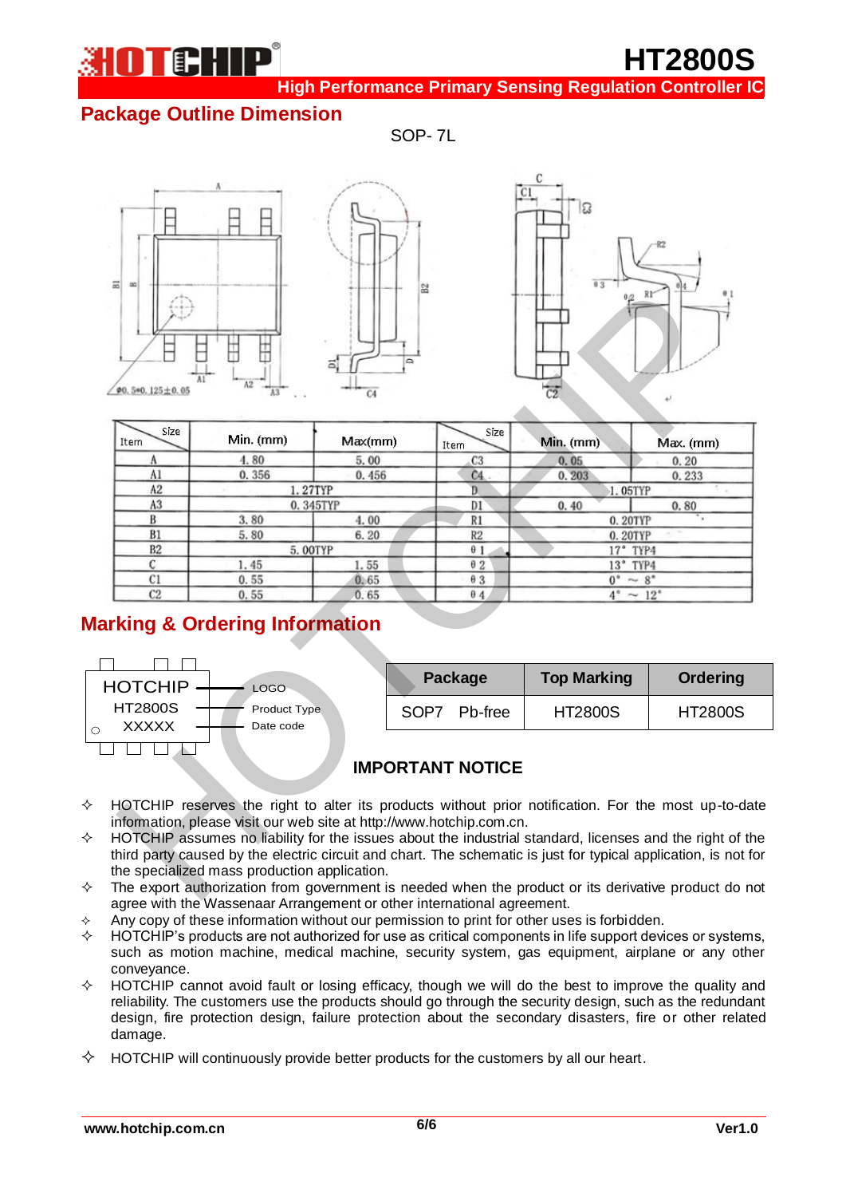## Package Outline Dimension

SOP- 7L

| Size / Item | Min. (mm) | Max(mm) | Size / Item | Min. (mm) | Max. (mm) |
|---|---|---|---|---|---|
| A | 4.80 | 5.00 | C3 | 0.05 | 0.20 |
| A1 | 0.356 | 0.456 | C4 | 0.203 | 0.233 |
| A2 | 1.27TYP | | D | 1.05TYP | |
| A3 | 0.345TYP | | D1 | 0.40 | 0.80 |
| B | 3.80 | 4.00 | R1 | 0.20TYP | |
| B1 | 5.80 | 6.20 | R2 | 0.20TYP | |
| B2 | 5.00TYP | | θ1 | 17° TYP4 | |
| C | 1.45 | 1.55 | θ2 | 13° TYP4 | |
| C1 | 0.55 | 0.65 | θ3 | 0° ~ 8° | |
| C2 | 0.55 | 0.65 | θ4 | 4° ~ 12° | |

## Marking & Ordering Information

HOTCHIP — LOGO
HT2800S — Product Type
XXXXX — Date code

| Package | Top Marking | Ordering |
|---|---|---|
| SOP7 Pb-free | HT2800S | HT2800S |

### IMPORTANT NOTICE

- HOTCHIP reserves the right to alter its products without prior notification. For the most up-to-date information, please visit our web site at http://www.hotchip.com.cn.
- HOTCHIP assumes no liability for the issues about the industrial standard, licenses and the right of the third party caused by the electric circuit and chart. The schematic is just for typical application, is not for the specialized mass production application.
- The export authorization from government is needed when the product or its derivative product do not agree with the Wassenaar Arrangement or other international agreement.
- Any copy of these information without our permission to print for other uses is forbidden.
- HOTCHIP's products are not authorized for use as critical components in life support devices or systems, such as motion machine, medical machine, security system, gas equipment, airplane or any other conveyance.
- HOTCHIP cannot avoid fault or losing efficacy, though we will do the best to improve the quality and reliability. The customers use the products should go through the security design, such as the redundant design, fire protection design, failure protection about the secondary disasters, fire or other related damage.
- HOTCHIP will continuously provide better products for the customers by all our heart.